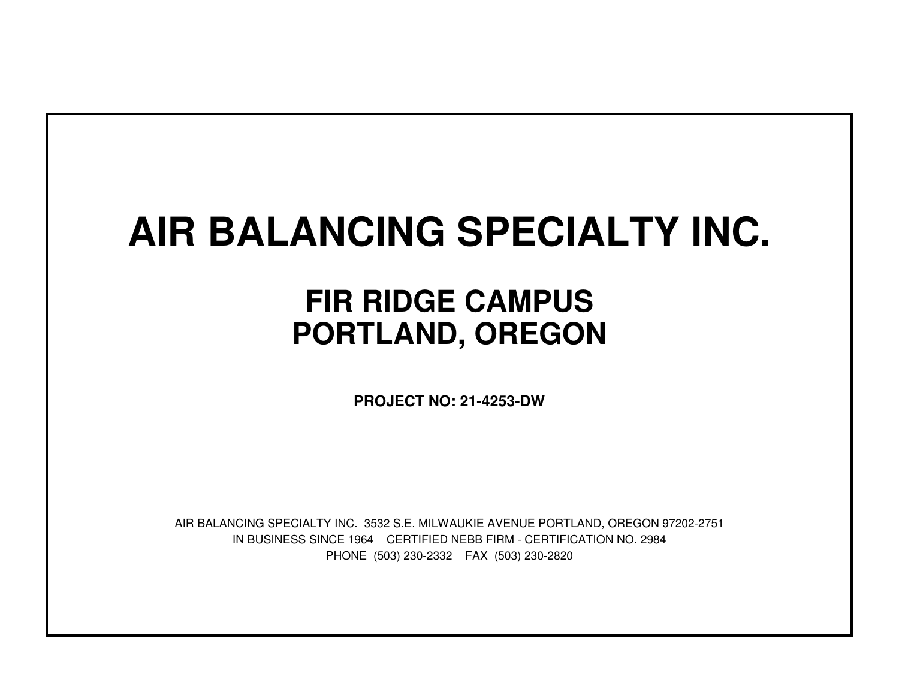# AIR BALANCING SPECIALTY INC.

## FIR RIDGE CAMPUS
## PORTLAND, OREGON

**PROJECT NO: 21-4253-DW**

AIR BALANCING SPECIALTY INC. 3532 S.E. MILWAUKIE AVENUE PORTLAND, OREGON 97202-2751

IN BUSINESS SINCE 1964 CERTIFIED NEBB FIRM - CERTIFICATION NO. 2984

PHONE (503) 230-2332 FAX (503) 230-2820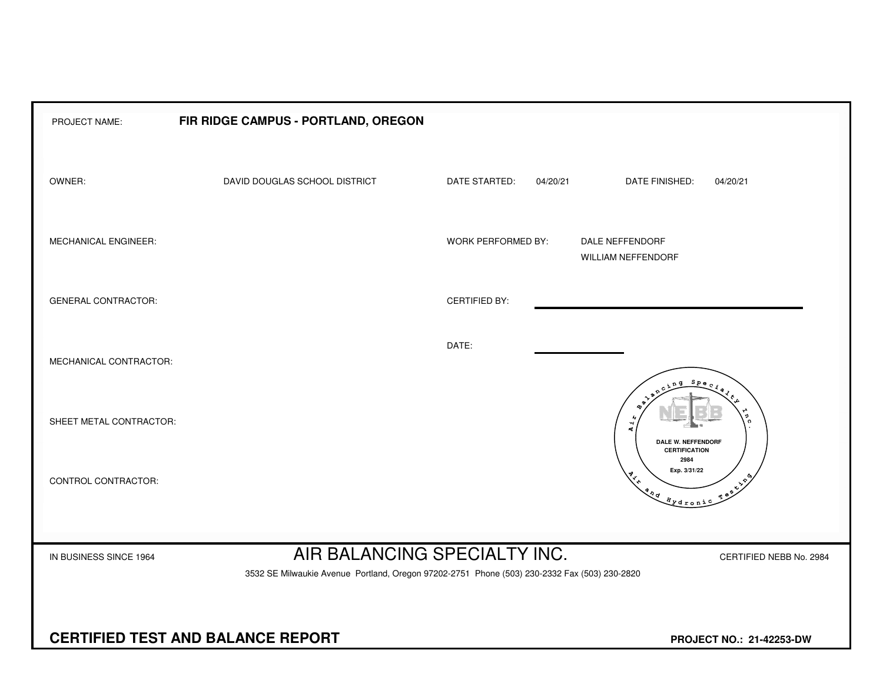PROJECT NAME: **FIR RIDGE CAMPUS - PORTLAND, OREGON**

| | | | | | |
|---|---|---|---|---|---|
| OWNER: | DAVID DOUGLAS SCHOOL DISTRICT | DATE STARTED: | 04/20/21 | DATE FINISHED: | 04/20/21 |
| MECHANICAL ENGINEER: | | WORK PERFORMED BY: | DALE NEFFENDORF<br>WILLIAM NEFFENDORF | | |
| GENERAL CONTRACTOR: | | CERTIFIED BY: | | | |
| MECHANICAL CONTRACTOR: | | DATE: | | | |
| SHEET METAL CONTRACTOR: | | | | | |
| CONTROL CONTRACTOR: | | | | | |

Air Balancing Specialty Inc.
NEBB
DALE W. NEFFENDORF
CERTIFICATION
2984
Exp. 3/31/22
Air and Hydronic Testing

IN BUSINESS SINCE 1964

# AIR BALANCING SPECIALTY INC.

CERTIFIED NEBB No. 2984

3532 SE Milwaukie Avenue Portland, Oregon 97202-2751 Phone (503) 230-2332 Fax (503) 230-2820

## CERTIFIED TEST AND BALANCE REPORT

**PROJECT NO.: 21-42253-DW**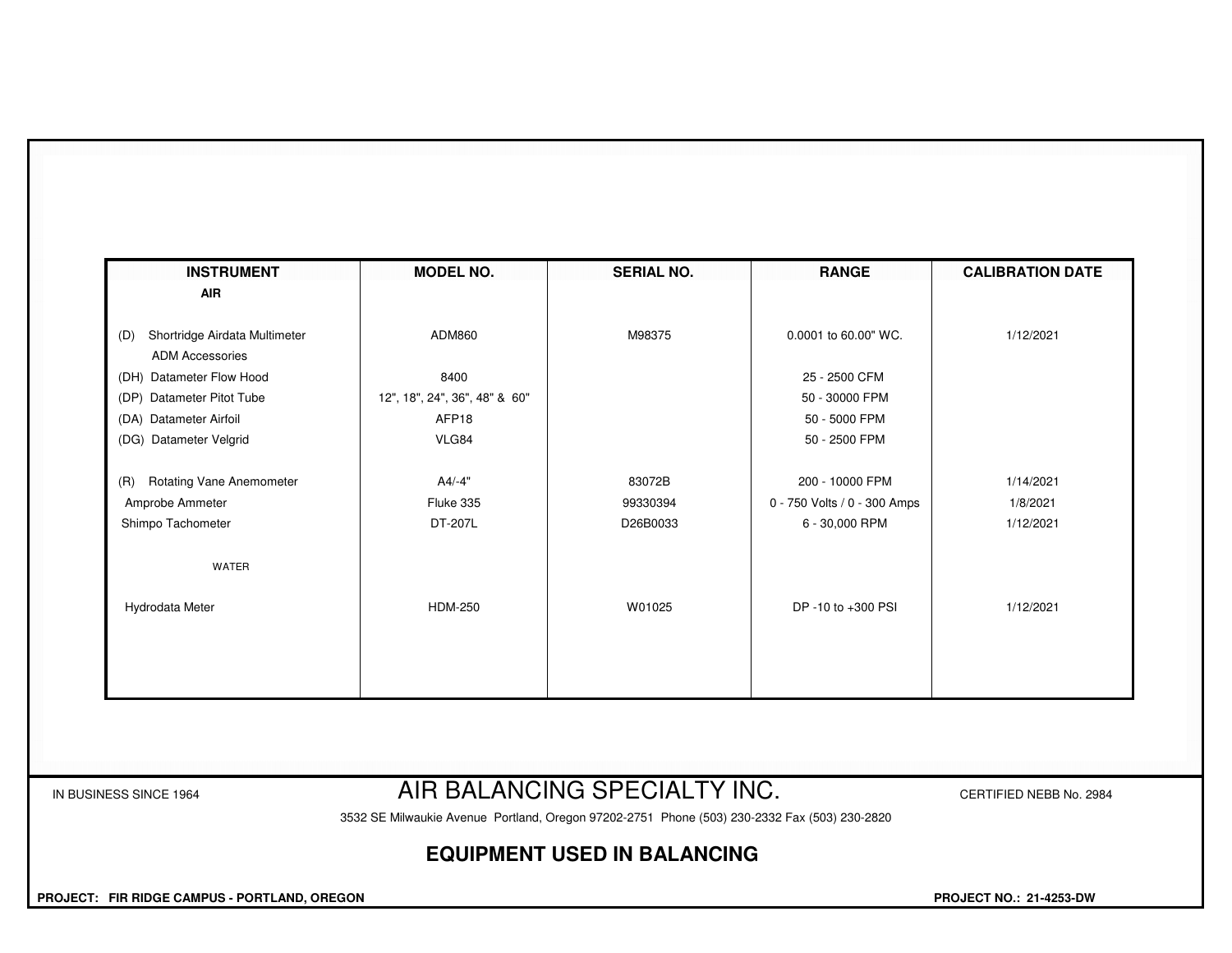| INSTRUMENT | MODEL NO. | SERIAL NO. | RANGE | CALIBRATION DATE |
|---|---|---|---|---|
| **AIR** | | | | |
| (D) Shortridge Airdata Multimeter | ADM860 | M98375 | 0.0001 to 60.00" WC. | 1/12/2021 |
| ADM Accessories | | | | |
| (DH) Datameter Flow Hood | 8400 | | 25 - 2500 CFM | |
| (DP) Datameter Pitot Tube | 12", 18", 24", 36", 48" & 60" | | 50 - 30000 FPM | |
| (DA) Datameter Airfoil | AFP18 | | 50 - 5000 FPM | |
| (DG) Datameter Velgrid | VLG84 | | 50 - 2500 FPM | |
| (R) Rotating Vane Anemometer | A4/-4" | 83072B | 200 - 10000 FPM | 1/14/2021 |
| Amprobe Ammeter | Fluke 335 | 99330394 | 0 - 750 Volts / 0 - 300 Amps | 1/8/2021 |
| Shimpo Tachometer | DT-207L | D26B0033 | 6 - 30,000 RPM | 1/12/2021 |
| WATER | | | | |
| Hydrodata Meter | HDM-250 | W01025 | DP -10 to +300 PSI | 1/12/2021 |

IN BUSINESS SINCE 1964

# AIR BALANCING SPECIALTY INC.

CERTIFIED NEBB No. 2984

3532 SE Milwaukie Avenue Portland, Oregon 97202-2751 Phone (503) 230-2332 Fax (503) 230-2820

## EQUIPMENT USED IN BALANCING

**PROJECT: FIR RIDGE CAMPUS - PORTLAND, OREGON**

**PROJECT NO.: 21-4253-DW**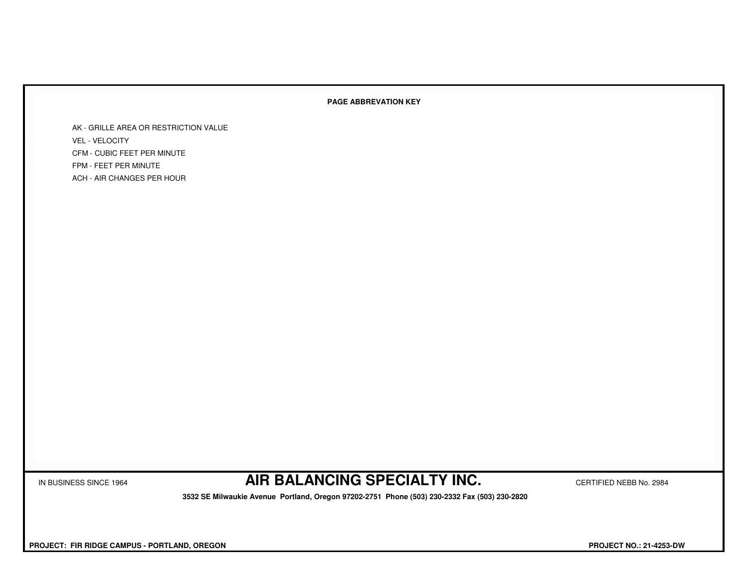**PAGE ABBREVATION KEY**

AK - GRILLE AREA OR RESTRICTION VALUE
VEL - VELOCITY
CFM - CUBIC FEET PER MINUTE
FPM - FEET PER MINUTE
ACH - AIR CHANGES PER HOUR

IN BUSINESS SINCE 1964

**AIR BALANCING SPECIALTY INC.**

CERTIFIED NEBB No. 2984

**3532 SE Milwaukie Avenue Portland, Oregon 97202-2751 Phone (503) 230-2332 Fax (503) 230-2820**

**PROJECT: FIR RIDGE CAMPUS - PORTLAND, OREGON**

**PROJECT NO.: 21-4253-DW**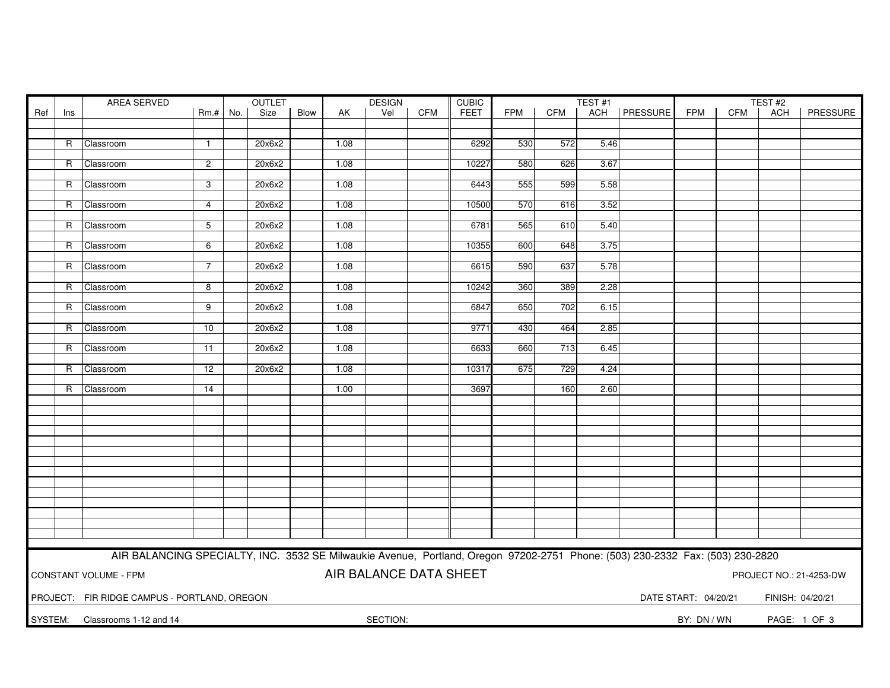| Ref | Ins | AREA SERVED | Rm.# | OUTLET No. | OUTLET Size | OUTLET Blow | AK | DESIGN Vel | DESIGN CFM | CUBIC FEET | TEST #1 FPM | TEST #1 CFM | TEST #1 ACH | TEST #1 PRESSURE | TEST #2 FPM | TEST #2 CFM | TEST #2 ACH | TEST #2 PRESSURE |
|---|---|---|---|---|---|---|---|---|---|---|---|---|---|---|---|---|---|---|
| | R | Classroom | 1 | | 20x6x2 | | 1.08 | | | 6292 | 530 | 572 | 5.46 | | | | | |
| | R | Classroom | 2 | | 20x6x2 | | 1.08 | | | 10227 | 580 | 626 | 3.67 | | | | | |
| | R | Classroom | 3 | | 20x6x2 | | 1.08 | | | 6443 | 555 | 599 | 5.58 | | | | | |
| | R | Classroom | 4 | | 20x6x2 | | 1.08 | | | 10500 | 570 | 616 | 3.52 | | | | | |
| | R | Classroom | 5 | | 20x6x2 | | 1.08 | | | 6781 | 565 | 610 | 5.40 | | | | | |
| | R | Classroom | 6 | | 20x6x2 | | 1.08 | | | 10355 | 600 | 648 | 3.75 | | | | | |
| | R | Classroom | 7 | | 20x6x2 | | 1.08 | | | 6615 | 590 | 637 | 5.78 | | | | | |
| | R | Classroom | 8 | | 20x6x2 | | 1.08 | | | 10242 | 360 | 389 | 2.28 | | | | | |
| | R | Classroom | 9 | | 20x6x2 | | 1.08 | | | 6847 | 650 | 702 | 6.15 | | | | | |
| | R | Classroom | 10 | | 20x6x2 | | 1.08 | | | 9771 | 430 | 464 | 2.85 | | | | | |
| | R | Classroom | 11 | | 20x6x2 | | 1.08 | | | 6633 | 660 | 713 | 6.45 | | | | | |
| | R | Classroom | 12 | | 20x6x2 | | 1.08 | | | 10317 | 675 | 729 | 4.24 | | | | | |
| | R | Classroom | 14 | | | | 1.00 | | | 3697 | | 160 | 2.60 | | | | | |

AIR BALANCING SPECIALTY, INC. 3532 SE Milwaukie Avenue, Portland, Oregon 97202-2751 Phone: (503) 230-2332 Fax: (503) 230-2820

CONSTANT VOLUME - FPM

# AIR BALANCE DATA SHEET

PROJECT NO.: 21-4253-DW

PROJECT: FIR RIDGE CAMPUS - PORTLAND, OREGON

DATE START: 04/20/21 FINISH: 04/20/21

SYSTEM: Classrooms 1-12 and 14

SECTION:

BY: DN / WN

PAGE: 1 OF 3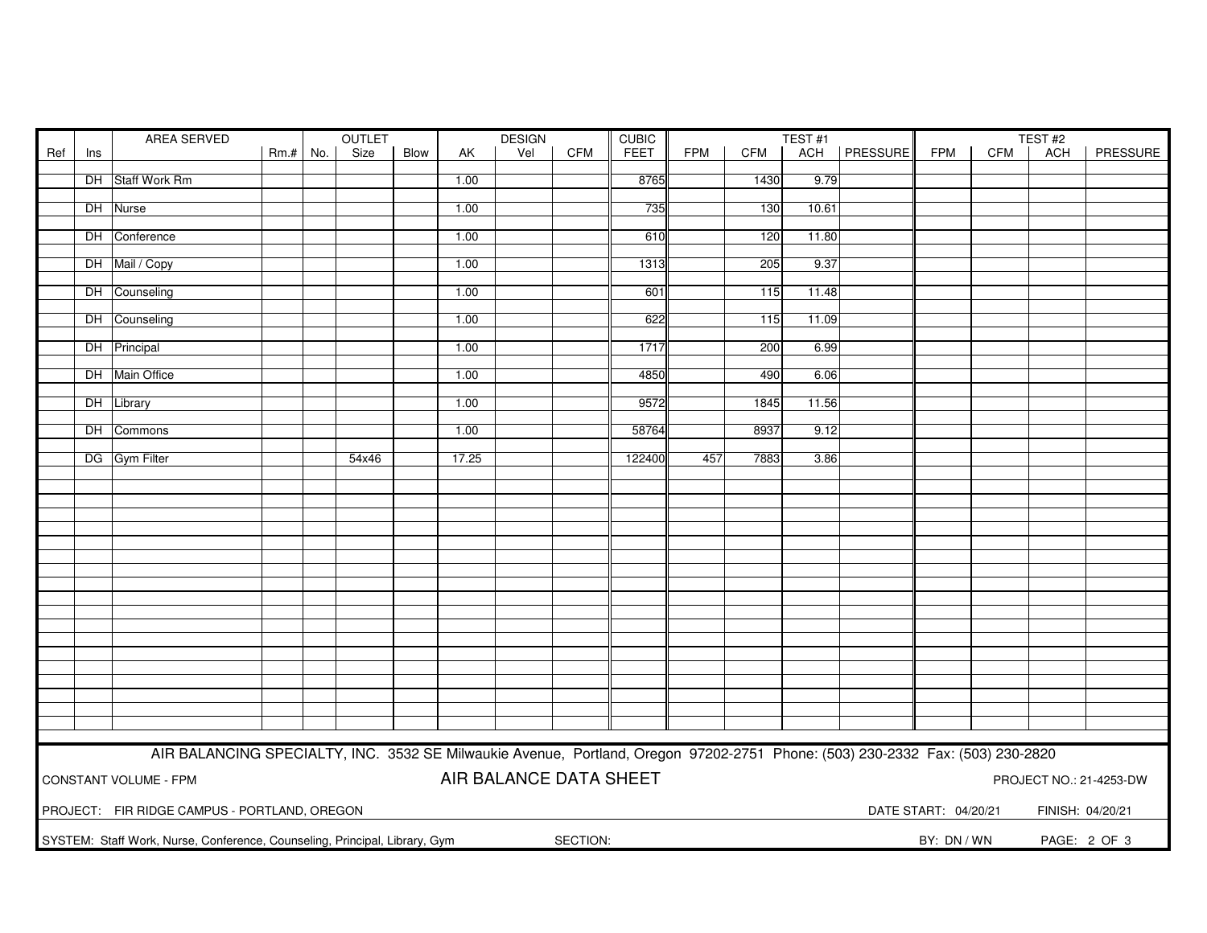| Ref | Ins | AREA SERVED | Rm.# | OUTLET No. | OUTLET Size | OUTLET Blow | DESIGN AK | DESIGN Vel | DESIGN CFM | CUBIC FEET | TEST #1 FPM | TEST #1 CFM | TEST #1 ACH | TEST #1 PRESSURE | TEST #2 FPM | TEST #2 CFM | TEST #2 ACH | TEST #2 PRESSURE |
|---|---|---|---|---|---|---|---|---|---|---|---|---|---|---|---|---|---|---|
| | DH | Staff Work Rm | | | | | 1.00 | | | 8765 | | 1430 | 9.79 | | | | | |
| | DH | Nurse | | | | | 1.00 | | | 735 | | 130 | 10.61 | | | | | |
| | DH | Conference | | | | | 1.00 | | | 610 | | 120 | 11.80 | | | | | |
| | DH | Mail / Copy | | | | | 1.00 | | | 1313 | | 205 | 9.37 | | | | | |
| | DH | Counseling | | | | | 1.00 | | | 601 | | 115 | 11.48 | | | | | |
| | DH | Counseling | | | | | 1.00 | | | 622 | | 115 | 11.09 | | | | | |
| | DH | Principal | | | | | 1.00 | | | 1717 | | 200 | 6.99 | | | | | |
| | DH | Main Office | | | | | 1.00 | | | 4850 | | 490 | 6.06 | | | | | |
| | DH | Library | | | | | 1.00 | | | 9572 | | 1845 | 11.56 | | | | | |
| | DH | Commons | | | | | 1.00 | | | 58764 | | 8937 | 9.12 | | | | | |
| | DG | Gym Filter | | | 54x46 | | 17.25 | | | 122400 | 457 | 7883 | 3.86 | | | | | |

AIR BALANCING SPECIALTY, INC. 3532 SE Milwaukie Avenue, Portland, Oregon 97202-2751 Phone: (503) 230-2332 Fax: (503) 230-2820

CONSTANT VOLUME - FPM

## AIR BALANCE DATA SHEET

PROJECT NO.: 21-4253-DW

PROJECT: FIR RIDGE CAMPUS - PORTLAND, OREGON

DATE START: 04/20/21 FINISH: 04/20/21

SYSTEM: Staff Work, Nurse, Conference, Counseling, Principal, Library, Gym

SECTION:

BY: DN / WN

PAGE: 2 OF 3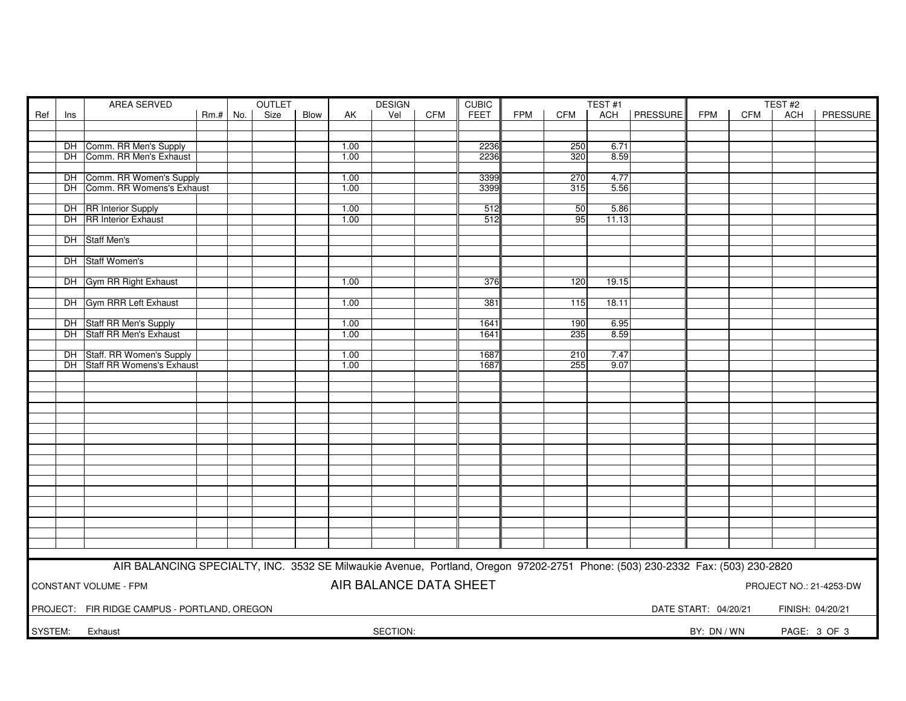| Ref | Ins | AREA SERVED | Rm.# | OUTLET No. | Size | Blow | DESIGN AK | Vel | CFM | CUBIC FEET | TEST #1 FPM | CFM | ACH | PRESSURE | TEST #2 FPM | CFM | ACH | PRESSURE |
|---|---|---|---|---|---|---|---|---|---|---|---|---|---|---|---|---|---|---|
| | DH | Comm. RR Men's Supply | | | | | 1.00 | | | 2236 | | 250 | 6.71 | | | | | |
| | DH | Comm. RR Men's Exhaust | | | | | 1.00 | | | 2236 | | 320 | 8.59 | | | | | |
| | DH | Comm. RR Women's Supply | | | | | 1.00 | | | 3399 | | 270 | 4.77 | | | | | |
| | DH | Comm. RR Womens's Exhaust | | | | | 1.00 | | | 3399 | | 315 | 5.56 | | | | | |
| | DH | RR Interior Supply | | | | | 1.00 | | | 512 | | 50 | 5.86 | | | | | |
| | DH | RR Interior Exhaust | | | | | 1.00 | | | 512 | | 95 | 11.13 | | | | | |
| | DH | Staff Men's | | | | | | | | | | | | | | | | |
| | DH | Staff Women's | | | | | | | | | | | | | | | | |
| | DH | Gym RR Right Exhaust | | | | | 1.00 | | | 376 | | 120 | 19.15 | | | | | |
| | DH | Gym RRR Left Exhaust | | | | | 1.00 | | | 381 | | 115 | 18.11 | | | | | |
| | DH | Staff RR Men's Supply | | | | | 1.00 | | | 1641 | | 190 | 6.95 | | | | | |
| | DH | Staff RR Men's Exhaust | | | | | 1.00 | | | 1641 | | 235 | 8.59 | | | | | |
| | DH | Staff. RR Women's Supply | | | | | 1.00 | | | 1687 | | 210 | 7.47 | | | | | |
| | DH | Staff RR Womens's Exhaust | | | | | 1.00 | | | 1687 | | 255 | 9.07 | | | | | |

AIR BALANCING SPECIALTY, INC. 3532 SE Milwaukie Avenue, Portland, Oregon 97202-2751 Phone: (503) 230-2332 Fax: (503) 230-2820

CONSTANT VOLUME - FPM

## AIR BALANCE DATA SHEET

PROJECT NO.: 21-4253-DW

PROJECT: FIR RIDGE CAMPUS - PORTLAND, OREGON

DATE START: 04/20/21 FINISH: 04/20/21

SYSTEM: Exhaust SECTION:

BY: DN / WN